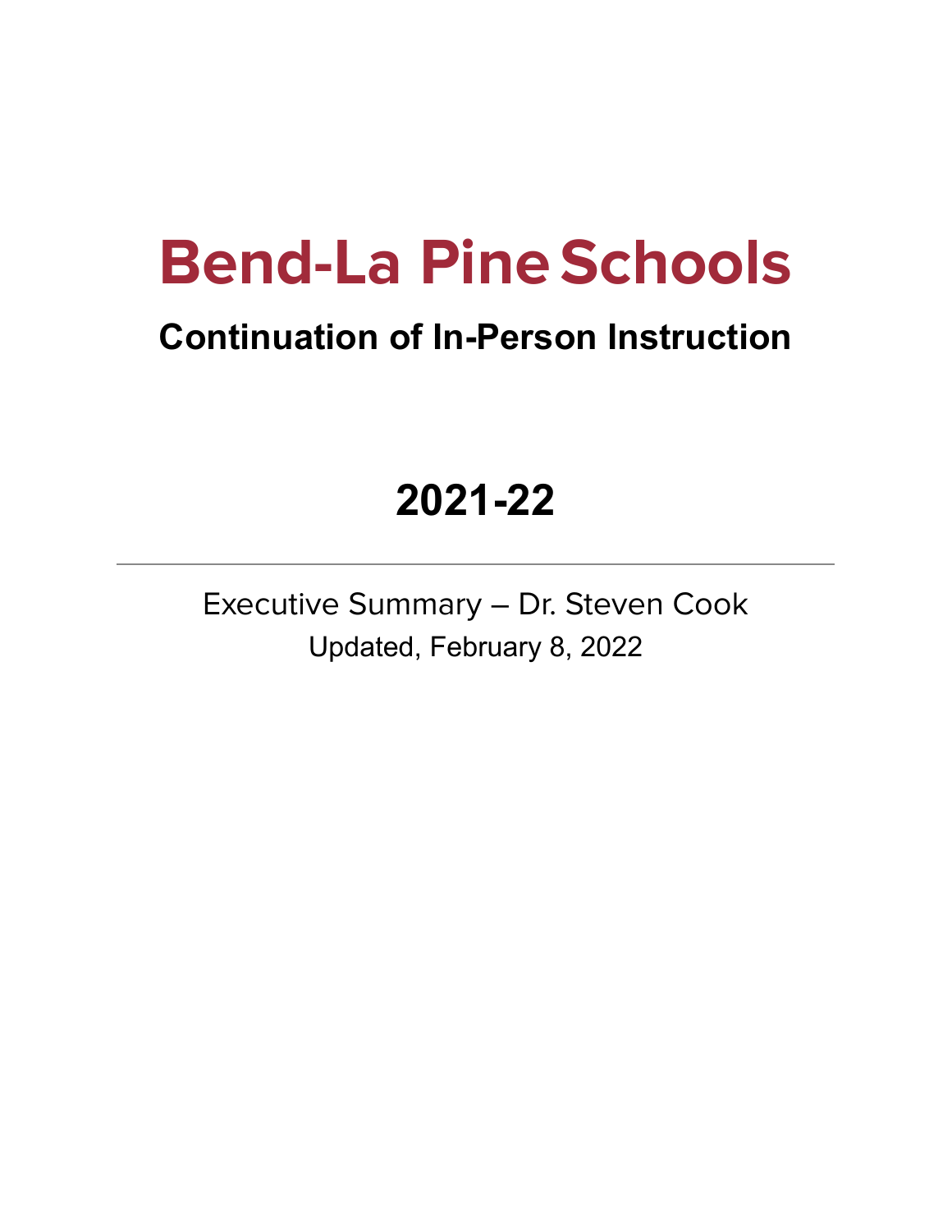# Bend-La Pine Schools

## Continuation of In-Person Instruction

## 2021-22

---

Executive Summary – Dr. Steven Cook

Updated, February 8, 2022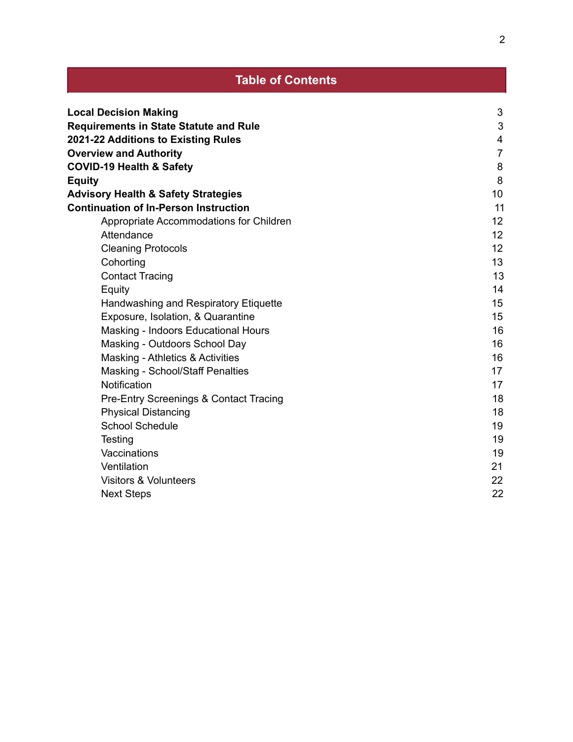## Table of Contents

| | |
|---|---|
| **Local Decision Making** | 3 |
| **Requirements in State Statute and Rule** | 3 |
| **2021-22 Additions to Existing Rules** | 4 |
| **Overview and Authority** | 7 |
| **COVID-19 Health & Safety** | 8 |
| **Equity** | 8 |
| **Advisory Health & Safety Strategies** | 10 |
| **Continuation of In-Person Instruction** | 11 |
| Appropriate Accommodations for Children | 12 |
| Attendance | 12 |
| Cleaning Protocols | 12 |
| Cohorting | 13 |
| Contact Tracing | 13 |
| Equity | 14 |
| Handwashing and Respiratory Etiquette | 15 |
| Exposure, Isolation, & Quarantine | 15 |
| Masking - Indoors Educational Hours | 16 |
| Masking - Outdoors School Day | 16 |
| Masking - Athletics & Activities | 16 |
| Masking - School/Staff Penalties | 17 |
| Notification | 17 |
| Pre-Entry Screenings & Contact Tracing | 18 |
| Physical Distancing | 18 |
| School Schedule | 19 |
| Testing | 19 |
| Vaccinations | 19 |
| Ventilation | 21 |
| Visitors & Volunteers | 22 |
| Next Steps | 22 |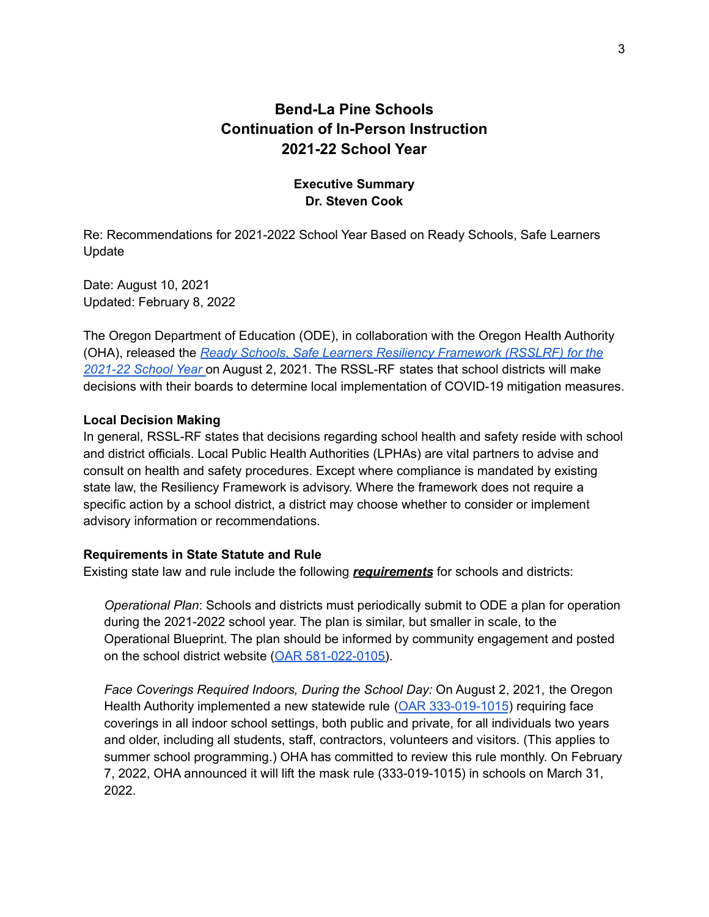# Bend-La Pine Schools
# Continuation of In-Person Instruction
# 2021-22 School Year

**Executive Summary**
**Dr. Steven Cook**

Re: Recommendations for 2021-2022 School Year Based on Ready Schools, Safe Learners Update

Date: August 10, 2021
Updated: February 8, 2022

The Oregon Department of Education (ODE), in collaboration with the Oregon Health Authority (OHA), released the *Ready Schools, Safe Learners Resiliency Framework (RSSLRF) for the 2021-22 School Year* on August 2, 2021. The RSSL-RF states that school districts will make decisions with their boards to determine local implementation of COVID-19 mitigation measures.

**Local Decision Making**

In general, RSSL-RF states that decisions regarding school health and safety reside with school and district officials. Local Public Health Authorities (LPHAs) are vital partners to advise and consult on health and safety procedures. Except where compliance is mandated by existing state law, the Resiliency Framework is advisory. Where the framework does not require a specific action by a school district, a district may choose whether to consider or implement advisory information or recommendations.

**Requirements in State Statute and Rule**

Existing state law and rule include the following ***requirements*** for schools and districts:

*Operational Plan*: Schools and districts must periodically submit to ODE a plan for operation during the 2021-2022 school year. The plan is similar, but smaller in scale, to the Operational Blueprint. The plan should be informed by community engagement and posted on the school district website (OAR 581-022-0105).

*Face Coverings Required Indoors, During the School Day:* On August 2, 2021, the Oregon Health Authority implemented a new statewide rule (OAR 333-019-1015) requiring face coverings in all indoor school settings, both public and private, for all individuals two years and older, including all students, staff, contractors, volunteers and visitors. (This applies to summer school programming.) OHA has committed to review this rule monthly. On February 7, 2022, OHA announced it will lift the mask rule (333-019-1015) in schools on March 31, 2022.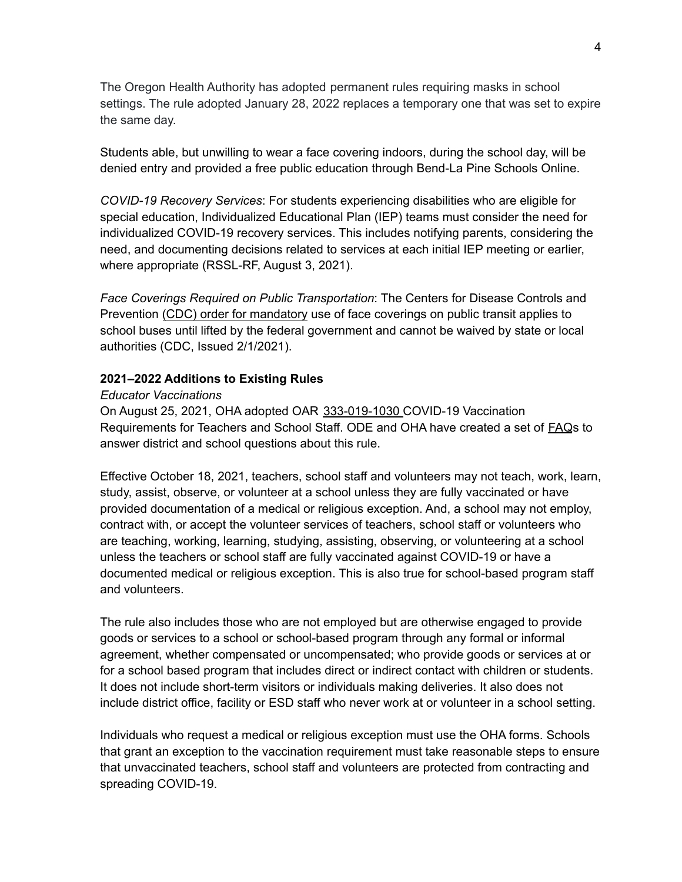The Oregon Health Authority has adopted permanent rules requiring masks in school settings. The rule adopted January 28, 2022 replaces a temporary one that was set to expire the same day.

Students able, but unwilling to wear a face covering indoors, during the school day, will be denied entry and provided a free public education through Bend-La Pine Schools Online.

*COVID-19 Recovery Services*: For students experiencing disabilities who are eligible for special education, Individualized Educational Plan (IEP) teams must consider the need for individualized COVID-19 recovery services. This includes notifying parents, considering the need, and documenting decisions related to services at each initial IEP meeting or earlier, where appropriate (RSSL-RF, August 3, 2021).

*Face Coverings Required on Public Transportation*: The Centers for Disease Controls and Prevention (CDC) order for mandatory use of face coverings on public transit applies to school buses until lifted by the federal government and cannot be waived by state or local authorities (CDC, Issued 2/1/2021).

**2021–2022 Additions to Existing Rules**

*Educator Vaccinations*

On August 25, 2021, OHA adopted OAR 333-019-1030 COVID-19 Vaccination Requirements for Teachers and School Staff. ODE and OHA have created a set of FAQs to answer district and school questions about this rule.

Effective October 18, 2021, teachers, school staff and volunteers may not teach, work, learn, study, assist, observe, or volunteer at a school unless they are fully vaccinated or have provided documentation of a medical or religious exception. And, a school may not employ, contract with, or accept the volunteer services of teachers, school staff or volunteers who are teaching, working, learning, studying, assisting, observing, or volunteering at a school unless the teachers or school staff are fully vaccinated against COVID-19 or have a documented medical or religious exception. This is also true for school-based program staff and volunteers.

The rule also includes those who are not employed but are otherwise engaged to provide goods or services to a school or school-based program through any formal or informal agreement, whether compensated or uncompensated; who provide goods or services at or for a school based program that includes direct or indirect contact with children or students. It does not include short-term visitors or individuals making deliveries. It also does not include district office, facility or ESD staff who never work at or volunteer in a school setting.

Individuals who request a medical or religious exception must use the OHA forms. Schools that grant an exception to the vaccination requirement must take reasonable steps to ensure that unvaccinated teachers, school staff and volunteers are protected from contracting and spreading COVID-19.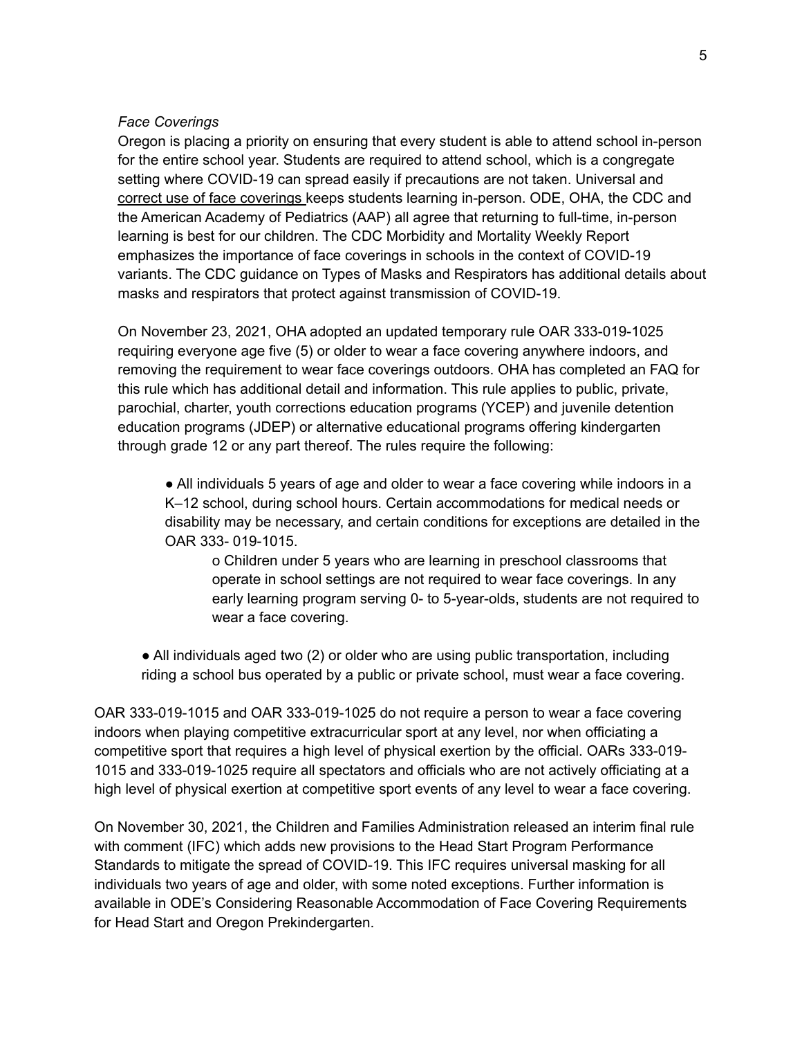*Face Coverings*

Oregon is placing a priority on ensuring that every student is able to attend school in-person for the entire school year. Students are required to attend school, which is a congregate setting where COVID-19 can spread easily if precautions are not taken. Universal and correct use of face coverings keeps students learning in-person. ODE, OHA, the CDC and the American Academy of Pediatrics (AAP) all agree that returning to full-time, in-person learning is best for our children. The CDC Morbidity and Mortality Weekly Report emphasizes the importance of face coverings in schools in the context of COVID-19 variants. The CDC guidance on Types of Masks and Respirators has additional details about masks and respirators that protect against transmission of COVID-19.

On November 23, 2021, OHA adopted an updated temporary rule OAR 333-019-1025 requiring everyone age five (5) or older to wear a face covering anywhere indoors, and removing the requirement to wear face coverings outdoors. OHA has completed an FAQ for this rule which has additional detail and information. This rule applies to public, private, parochial, charter, youth corrections education programs (YCEP) and juvenile detention education programs (JDEP) or alternative educational programs offering kindergarten through grade 12 or any part thereof. The rules require the following:

- All individuals 5 years of age and older to wear a face covering while indoors in a K–12 school, during school hours. Certain accommodations for medical needs or disability may be necessary, and certain conditions for exceptions are detailed in the OAR 333- 019-1015.
    - Children under 5 years who are learning in preschool classrooms that operate in school settings are not required to wear face coverings. In any early learning program serving 0- to 5-year-olds, students are not required to wear a face covering.
- All individuals aged two (2) or older who are using public transportation, including riding a school bus operated by a public or private school, must wear a face covering.

OAR 333-019-1015 and OAR 333-019-1025 do not require a person to wear a face covering indoors when playing competitive extracurricular sport at any level, nor when officiating a competitive sport that requires a high level of physical exertion by the official. OARs 333-019-1015 and 333-019-1025 require all spectators and officials who are not actively officiating at a high level of physical exertion at competitive sport events of any level to wear a face covering.

On November 30, 2021, the Children and Families Administration released an interim final rule with comment (IFC) which adds new provisions to the Head Start Program Performance Standards to mitigate the spread of COVID-19. This IFC requires universal masking for all individuals two years of age and older, with some noted exceptions. Further information is available in ODE's Considering Reasonable Accommodation of Face Covering Requirements for Head Start and Oregon Prekindergarten.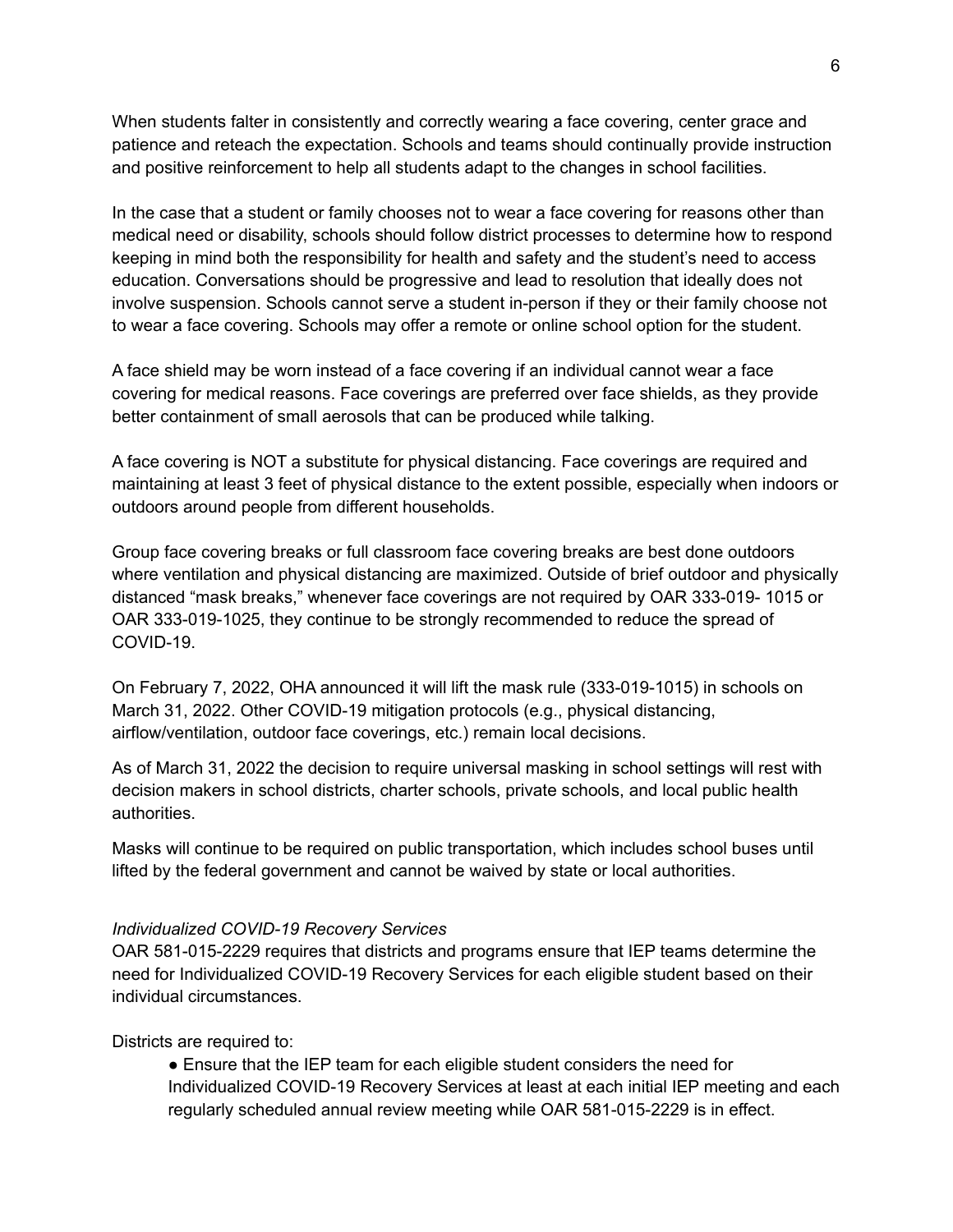When students falter in consistently and correctly wearing a face covering, center grace and patience and reteach the expectation. Schools and teams should continually provide instruction and positive reinforcement to help all students adapt to the changes in school facilities.

In the case that a student or family chooses not to wear a face covering for reasons other than medical need or disability, schools should follow district processes to determine how to respond keeping in mind both the responsibility for health and safety and the student's need to access education. Conversations should be progressive and lead to resolution that ideally does not involve suspension. Schools cannot serve a student in-person if they or their family choose not to wear a face covering. Schools may offer a remote or online school option for the student.

A face shield may be worn instead of a face covering if an individual cannot wear a face covering for medical reasons. Face coverings are preferred over face shields, as they provide better containment of small aerosols that can be produced while talking.

A face covering is NOT a substitute for physical distancing. Face coverings are required and maintaining at least 3 feet of physical distance to the extent possible, especially when indoors or outdoors around people from different households.

Group face covering breaks or full classroom face covering breaks are best done outdoors where ventilation and physical distancing are maximized. Outside of brief outdoor and physically distanced "mask breaks," whenever face coverings are not required by OAR 333-019- 1015 or OAR 333-019-1025, they continue to be strongly recommended to reduce the spread of COVID-19.

On February 7, 2022, OHA announced it will lift the mask rule (333-019-1015) in schools on March 31, 2022. Other COVID-19 mitigation protocols (e.g., physical distancing, airflow/ventilation, outdoor face coverings, etc.) remain local decisions.

As of March 31, 2022 the decision to require universal masking in school settings will rest with decision makers in school districts, charter schools, private schools, and local public health authorities.

Masks will continue to be required on public transportation, which includes school buses until lifted by the federal government and cannot be waived by state or local authorities.

*Individualized COVID-19 Recovery Services*

OAR 581-015-2229 requires that districts and programs ensure that IEP teams determine the need for Individualized COVID-19 Recovery Services for each eligible student based on their individual circumstances.

Districts are required to:

- Ensure that the IEP team for each eligible student considers the need for Individualized COVID-19 Recovery Services at least at each initial IEP meeting and each regularly scheduled annual review meeting while OAR 581-015-2229 is in effect.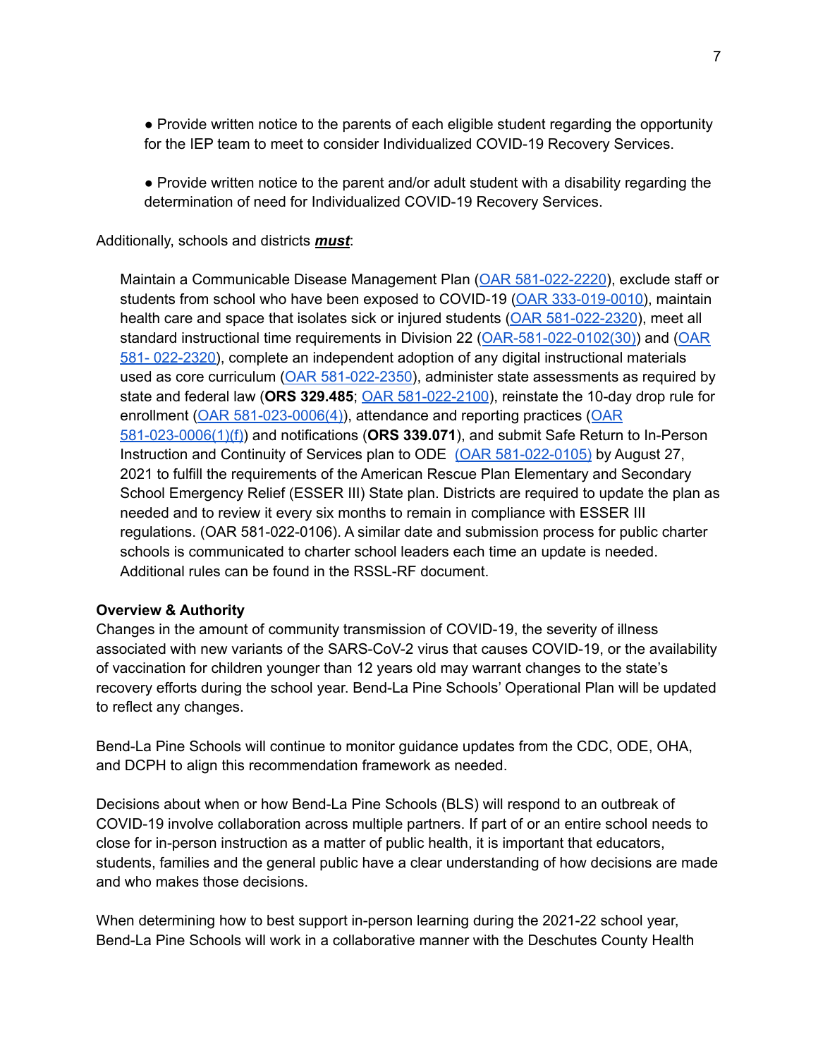- Provide written notice to the parents of each eligible student regarding the opportunity for the IEP team to meet to consider Individualized COVID-19 Recovery Services.

- Provide written notice to the parent and/or adult student with a disability regarding the determination of need for Individualized COVID-19 Recovery Services.

Additionally, schools and districts ***must***:

Maintain a Communicable Disease Management Plan (OAR 581-022-2220), exclude staff or students from school who have been exposed to COVID-19 (OAR 333-019-0010), maintain health care and space that isolates sick or injured students (OAR 581-022-2320), meet all standard instructional time requirements in Division 22 (OAR-581-022-0102(30)) and (OAR 581- 022-2320), complete an independent adoption of any digital instructional materials used as core curriculum (OAR 581-022-2350), administer state assessments as required by state and federal law (**ORS 329.485**; OAR 581-022-2100), reinstate the 10-day drop rule for enrollment (OAR 581-023-0006(4)), attendance and reporting practices (OAR 581-023-0006(1)(f)) and notifications (**ORS 339.071**), and submit Safe Return to In-Person Instruction and Continuity of Services plan to ODE (OAR 581-022-0105) by August 27, 2021 to fulfill the requirements of the American Rescue Plan Elementary and Secondary School Emergency Relief (ESSER III) State plan. Districts are required to update the plan as needed and to review it every six months to remain in compliance with ESSER III regulations. (OAR 581-022-0106). A similar date and submission process for public charter schools is communicated to charter school leaders each time an update is needed. Additional rules can be found in the RSSL-RF document.

**Overview & Authority**

Changes in the amount of community transmission of COVID-19, the severity of illness associated with new variants of the SARS-CoV-2 virus that causes COVID-19, or the availability of vaccination for children younger than 12 years old may warrant changes to the state's recovery efforts during the school year. Bend-La Pine Schools' Operational Plan will be updated to reflect any changes.

Bend-La Pine Schools will continue to monitor guidance updates from the CDC, ODE, OHA, and DCPH to align this recommendation framework as needed.

Decisions about when or how Bend-La Pine Schools (BLS) will respond to an outbreak of COVID-19 involve collaboration across multiple partners. If part of or an entire school needs to close for in-person instruction as a matter of public health, it is important that educators, students, families and the general public have a clear understanding of how decisions are made and who makes those decisions.

When determining how to best support in-person learning during the 2021-22 school year, Bend-La Pine Schools will work in a collaborative manner with the Deschutes County Health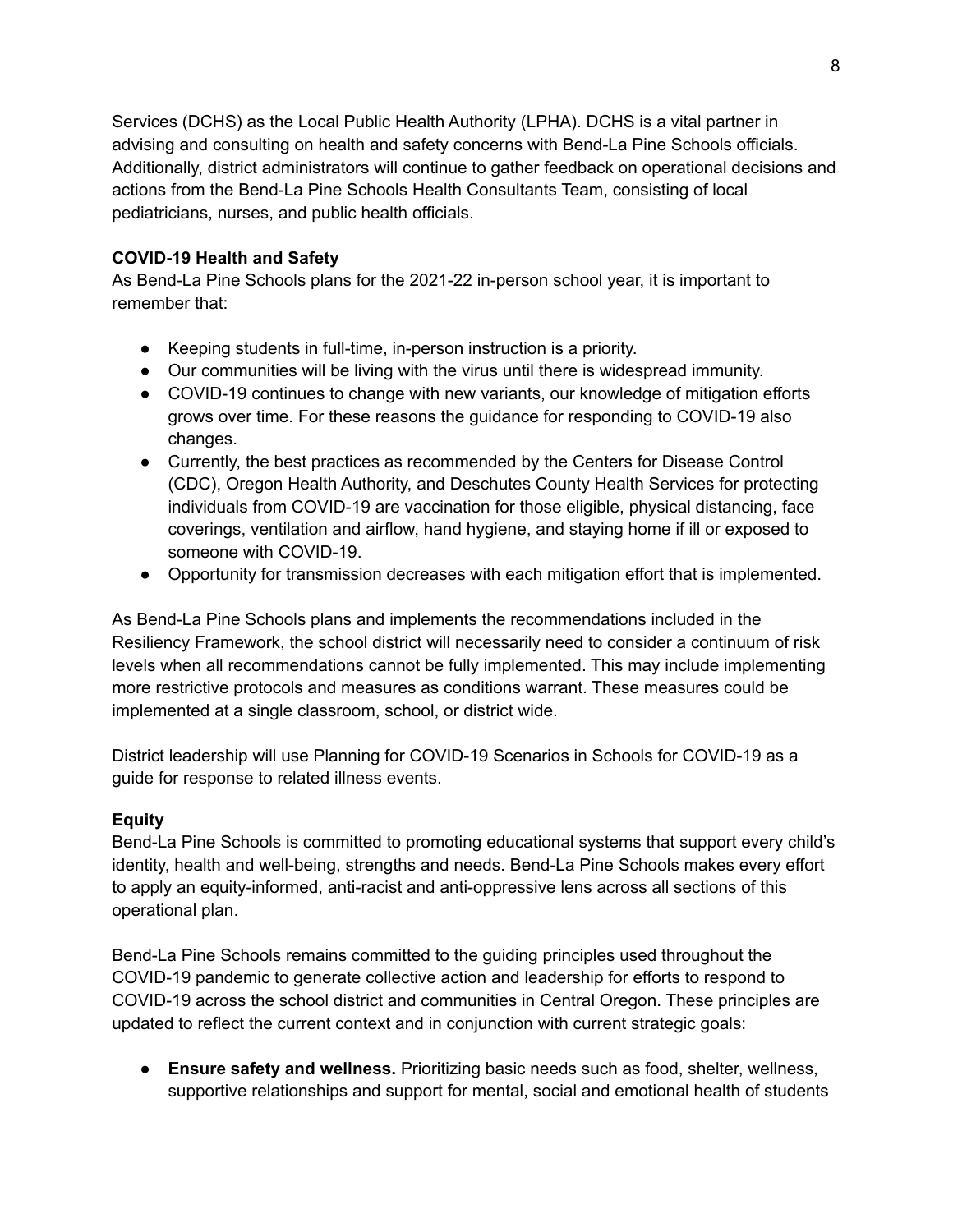Services (DCHS) as the Local Public Health Authority (LPHA). DCHS is a vital partner in advising and consulting on health and safety concerns with Bend-La Pine Schools officials. Additionally, district administrators will continue to gather feedback on operational decisions and actions from the Bend-La Pine Schools Health Consultants Team, consisting of local pediatricians, nurses, and public health officials.

**COVID-19 Health and Safety**

As Bend-La Pine Schools plans for the 2021-22 in-person school year, it is important to remember that:

- Keeping students in full-time, in-person instruction is a priority.
- Our communities will be living with the virus until there is widespread immunity.
- COVID-19 continues to change with new variants, our knowledge of mitigation efforts grows over time. For these reasons the guidance for responding to COVID-19 also changes.
- Currently, the best practices as recommended by the Centers for Disease Control (CDC), Oregon Health Authority, and Deschutes County Health Services for protecting individuals from COVID-19 are vaccination for those eligible, physical distancing, face coverings, ventilation and airflow, hand hygiene, and staying home if ill or exposed to someone with COVID-19.
- Opportunity for transmission decreases with each mitigation effort that is implemented.

As Bend-La Pine Schools plans and implements the recommendations included in the Resiliency Framework, the school district will necessarily need to consider a continuum of risk levels when all recommendations cannot be fully implemented. This may include implementing more restrictive protocols and measures as conditions warrant. These measures could be implemented at a single classroom, school, or district wide.

District leadership will use Planning for COVID-19 Scenarios in Schools for COVID-19 as a guide for response to related illness events.

**Equity**

Bend-La Pine Schools is committed to promoting educational systems that support every child's identity, health and well-being, strengths and needs. Bend-La Pine Schools makes every effort to apply an equity-informed, anti-racist and anti-oppressive lens across all sections of this operational plan.

Bend-La Pine Schools remains committed to the guiding principles used throughout the COVID-19 pandemic to generate collective action and leadership for efforts to respond to COVID-19 across the school district and communities in Central Oregon. These principles are updated to reflect the current context and in conjunction with current strategic goals:

- **Ensure safety and wellness.** Prioritizing basic needs such as food, shelter, wellness, supportive relationships and support for mental, social and emotional health of students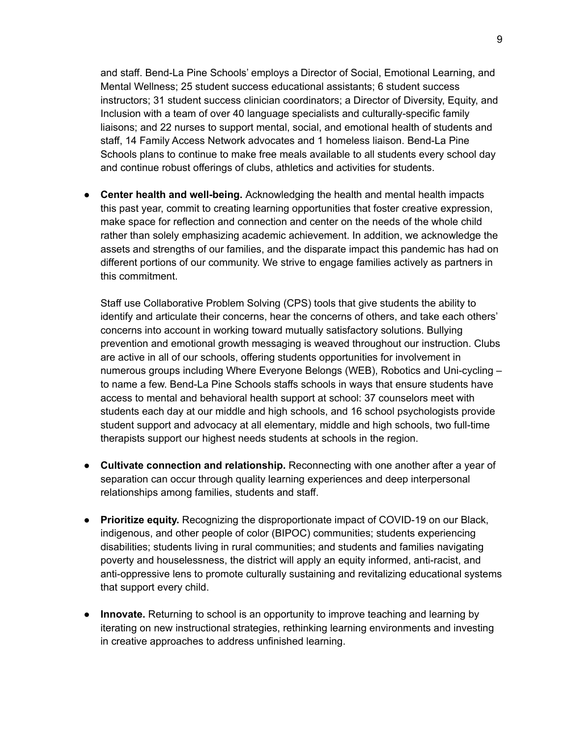and staff. Bend-La Pine Schools' employs a Director of Social, Emotional Learning, and Mental Wellness; 25 student success educational assistants; 6 student success instructors; 31 student success clinician coordinators; a Director of Diversity, Equity, and Inclusion with a team of over 40 language specialists and culturally-specific family liaisons; and 22 nurses to support mental, social, and emotional health of students and staff, 14 Family Access Network advocates and 1 homeless liaison. Bend-La Pine Schools plans to continue to make free meals available to all students every school day and continue robust offerings of clubs, athletics and activities for students.

- **Center health and well-being.** Acknowledging the health and mental health impacts this past year, commit to creating learning opportunities that foster creative expression, make space for reflection and connection and center on the needs of the whole child rather than solely emphasizing academic achievement. In addition, we acknowledge the assets and strengths of our families, and the disparate impact this pandemic has had on different portions of our community. We strive to engage families actively as partners in this commitment.

  Staff use Collaborative Problem Solving (CPS) tools that give students the ability to identify and articulate their concerns, hear the concerns of others, and take each others' concerns into account in working toward mutually satisfactory solutions. Bullying prevention and emotional growth messaging is weaved throughout our instruction. Clubs are active in all of our schools, offering students opportunities for involvement in numerous groups including Where Everyone Belongs (WEB), Robotics and Uni-cycling – to name a few. Bend-La Pine Schools staffs schools in ways that ensure students have access to mental and behavioral health support at school: 37 counselors meet with students each day at our middle and high schools, and 16 school psychologists provide student support and advocacy at all elementary, middle and high schools, two full-time therapists support our highest needs students at schools in the region.

- **Cultivate connection and relationship.** Reconnecting with one another after a year of separation can occur through quality learning experiences and deep interpersonal relationships among families, students and staff.

- **Prioritize equity.** Recognizing the disproportionate impact of COVID-19 on our Black, indigenous, and other people of color (BIPOC) communities; students experiencing disabilities; students living in rural communities; and students and families navigating poverty and houselessness, the district will apply an equity informed, anti-racist, and anti-oppressive lens to promote culturally sustaining and revitalizing educational systems that support every child.

- **Innovate.** Returning to school is an opportunity to improve teaching and learning by iterating on new instructional strategies, rethinking learning environments and investing in creative approaches to address unfinished learning.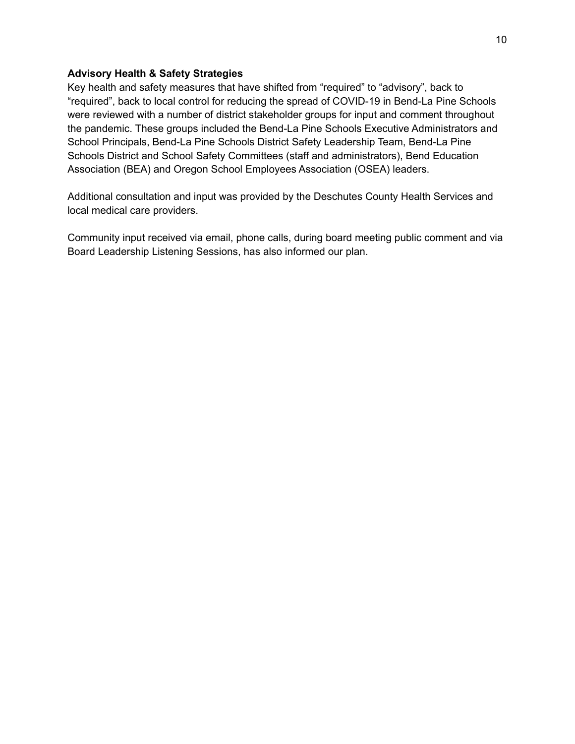**Advisory Health & Safety Strategies**

Key health and safety measures that have shifted from "required" to "advisory", back to "required", back to local control for reducing the spread of COVID-19 in Bend-La Pine Schools were reviewed with a number of district stakeholder groups for input and comment throughout the pandemic. These groups included the Bend-La Pine Schools Executive Administrators and School Principals, Bend-La Pine Schools District Safety Leadership Team, Bend-La Pine Schools District and School Safety Committees (staff and administrators), Bend Education Association (BEA) and Oregon School Employees Association (OSEA) leaders.

Additional consultation and input was provided by the Deschutes County Health Services and local medical care providers.

Community input received via email, phone calls, during board meeting public comment and via Board Leadership Listening Sessions, has also informed our plan.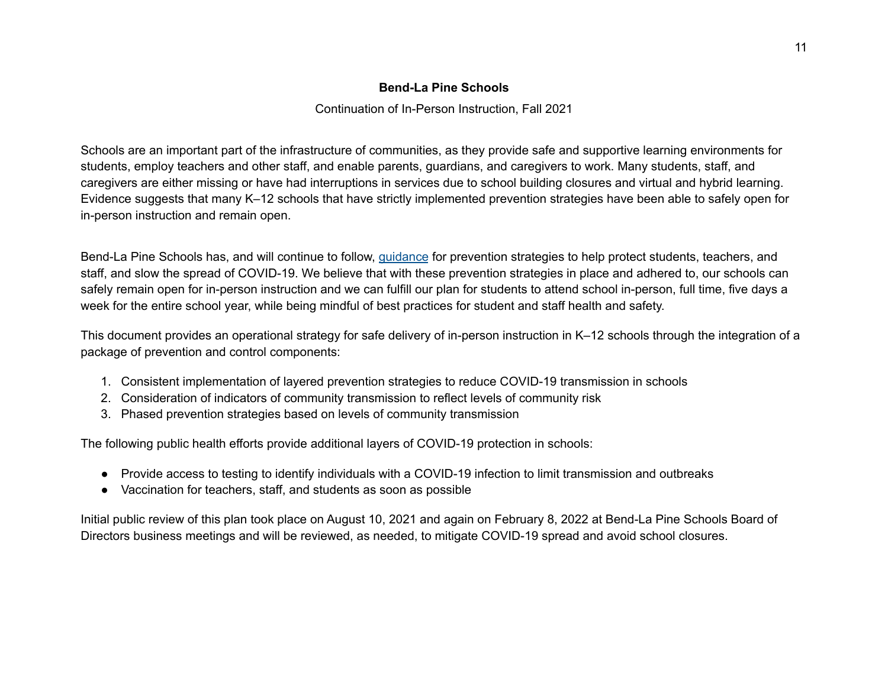**Bend-La Pine Schools**

Continuation of In-Person Instruction, Fall 2021

Schools are an important part of the infrastructure of communities, as they provide safe and supportive learning environments for students, employ teachers and other staff, and enable parents, guardians, and caregivers to work. Many students, staff, and caregivers are either missing or have had interruptions in services due to school building closures and virtual and hybrid learning. Evidence suggests that many K–12 schools that have strictly implemented prevention strategies have been able to safely open for in-person instruction and remain open.

Bend-La Pine Schools has, and will continue to follow, guidance for prevention strategies to help protect students, teachers, and staff, and slow the spread of COVID-19. We believe that with these prevention strategies in place and adhered to, our schools can safely remain open for in-person instruction and we can fulfill our plan for students to attend school in-person, full time, five days a week for the entire school year, while being mindful of best practices for student and staff health and safety.

This document provides an operational strategy for safe delivery of in-person instruction in K–12 schools through the integration of a package of prevention and control components:

1. Consistent implementation of layered prevention strategies to reduce COVID-19 transmission in schools
2. Consideration of indicators of community transmission to reflect levels of community risk
3. Phased prevention strategies based on levels of community transmission

The following public health efforts provide additional layers of COVID-19 protection in schools:

- Provide access to testing to identify individuals with a COVID-19 infection to limit transmission and outbreaks
- Vaccination for teachers, staff, and students as soon as possible

Initial public review of this plan took place on August 10, 2021 and again on February 8, 2022 at Bend-La Pine Schools Board of Directors business meetings and will be reviewed, as needed, to mitigate COVID-19 spread and avoid school closures.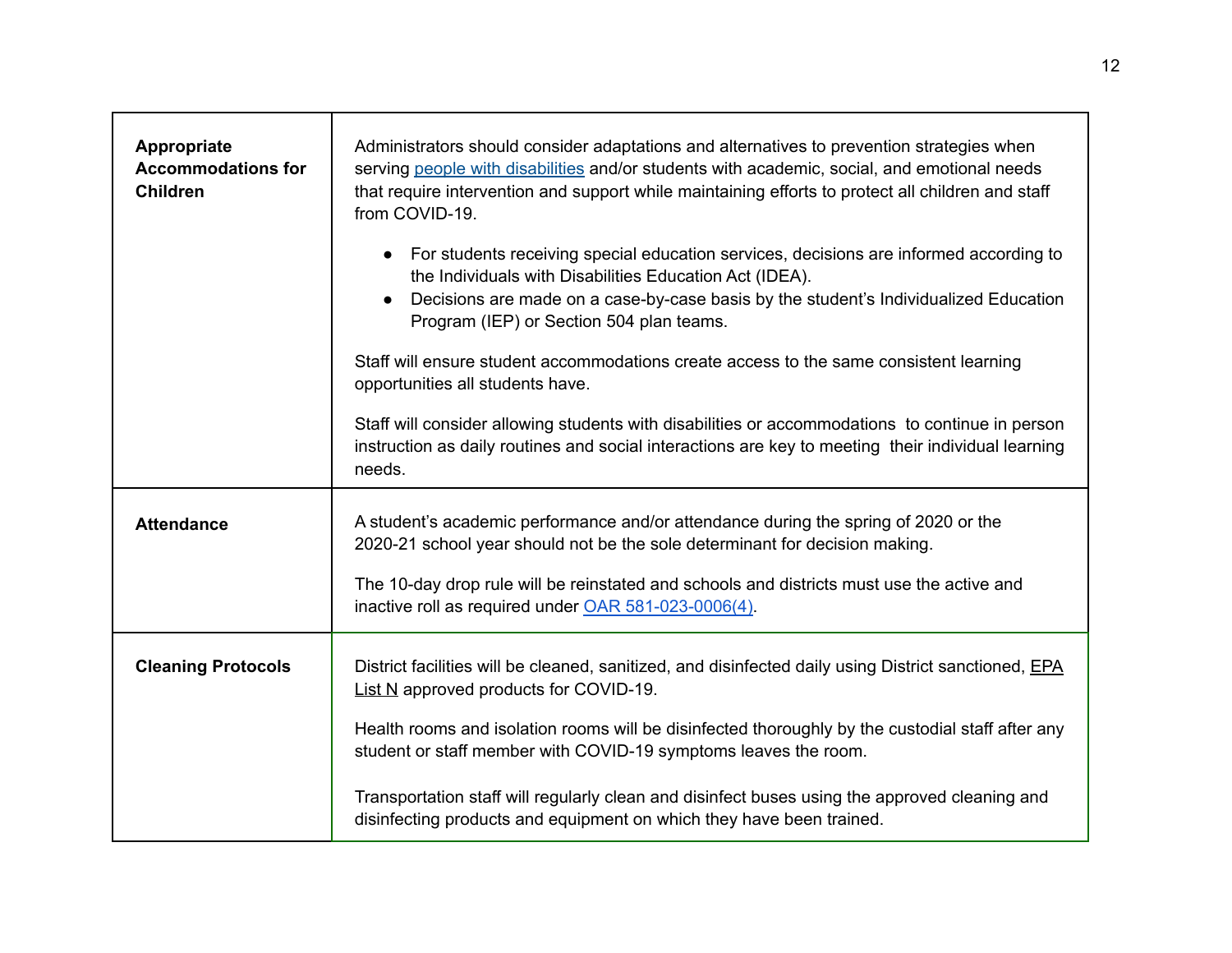| | |
|---|---|
| **Appropriate Accommodations for Children** | Administrators should consider adaptations and alternatives to prevention strategies when serving people with disabilities and/or students with academic, social, and emotional needs that require intervention and support while maintaining efforts to protect all children and staff from COVID-19.<br><br>• For students receiving special education services, decisions are informed according to the Individuals with Disabilities Education Act (IDEA).<br>• Decisions are made on a case-by-case basis by the student's Individualized Education Program (IEP) or Section 504 plan teams.<br><br>Staff will ensure student accommodations create access to the same consistent learning opportunities all students have.<br><br>Staff will consider allowing students with disabilities or accommodations to continue in person instruction as daily routines and social interactions are key to meeting their individual learning needs. |
| **Attendance** | A student's academic performance and/or attendance during the spring of 2020 or the 2020-21 school year should not be the sole determinant for decision making.<br><br>The 10-day drop rule will be reinstated and schools and districts must use the active and inactive roll as required under OAR 581-023-0006(4). |
| **Cleaning Protocols** | District facilities will be cleaned, sanitized, and disinfected daily using District sanctioned, EPA List N approved products for COVID-19.<br><br>Health rooms and isolation rooms will be disinfected thoroughly by the custodial staff after any student or staff member with COVID-19 symptoms leaves the room.<br><br>Transportation staff will regularly clean and disinfect buses using the approved cleaning and disinfecting products and equipment on which they have been trained. |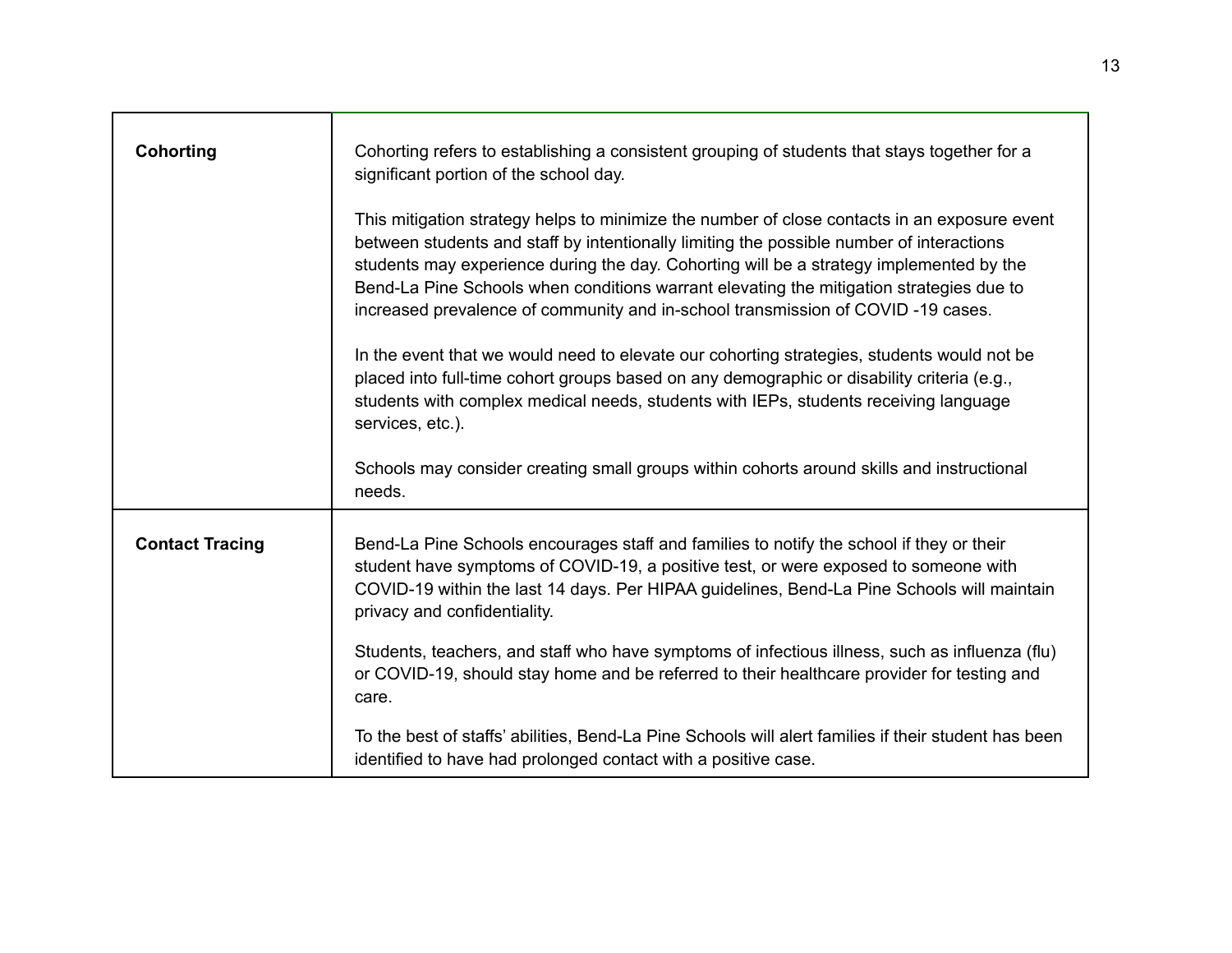| | |
|---|---|
| **Cohorting** | Cohorting refers to establishing a consistent grouping of students that stays together for a significant portion of the school day.<br><br>This mitigation strategy helps to minimize the number of close contacts in an exposure event between students and staff by intentionally limiting the possible number of interactions students may experience during the day. Cohorting will be a strategy implemented by the Bend-La Pine Schools when conditions warrant elevating the mitigation strategies due to increased prevalence of community and in-school transmission of COVID -19 cases.<br><br>In the event that we would need to elevate our cohorting strategies, students would not be placed into full-time cohort groups based on any demographic or disability criteria (e.g., students with complex medical needs, students with IEPs, students receiving language services, etc.).<br><br>Schools may consider creating small groups within cohorts around skills and instructional needs. |
| **Contact Tracing** | Bend-La Pine Schools encourages staff and families to notify the school if they or their student have symptoms of COVID-19, a positive test, or were exposed to someone with COVID-19 within the last 14 days. Per HIPAA guidelines, Bend-La Pine Schools will maintain privacy and confidentiality.<br><br>Students, teachers, and staff who have symptoms of infectious illness, such as influenza (flu) or COVID-19, should stay home and be referred to their healthcare provider for testing and care.<br><br>To the best of staffs' abilities, Bend-La Pine Schools will alert families if their student has been identified to have had prolonged contact with a positive case. |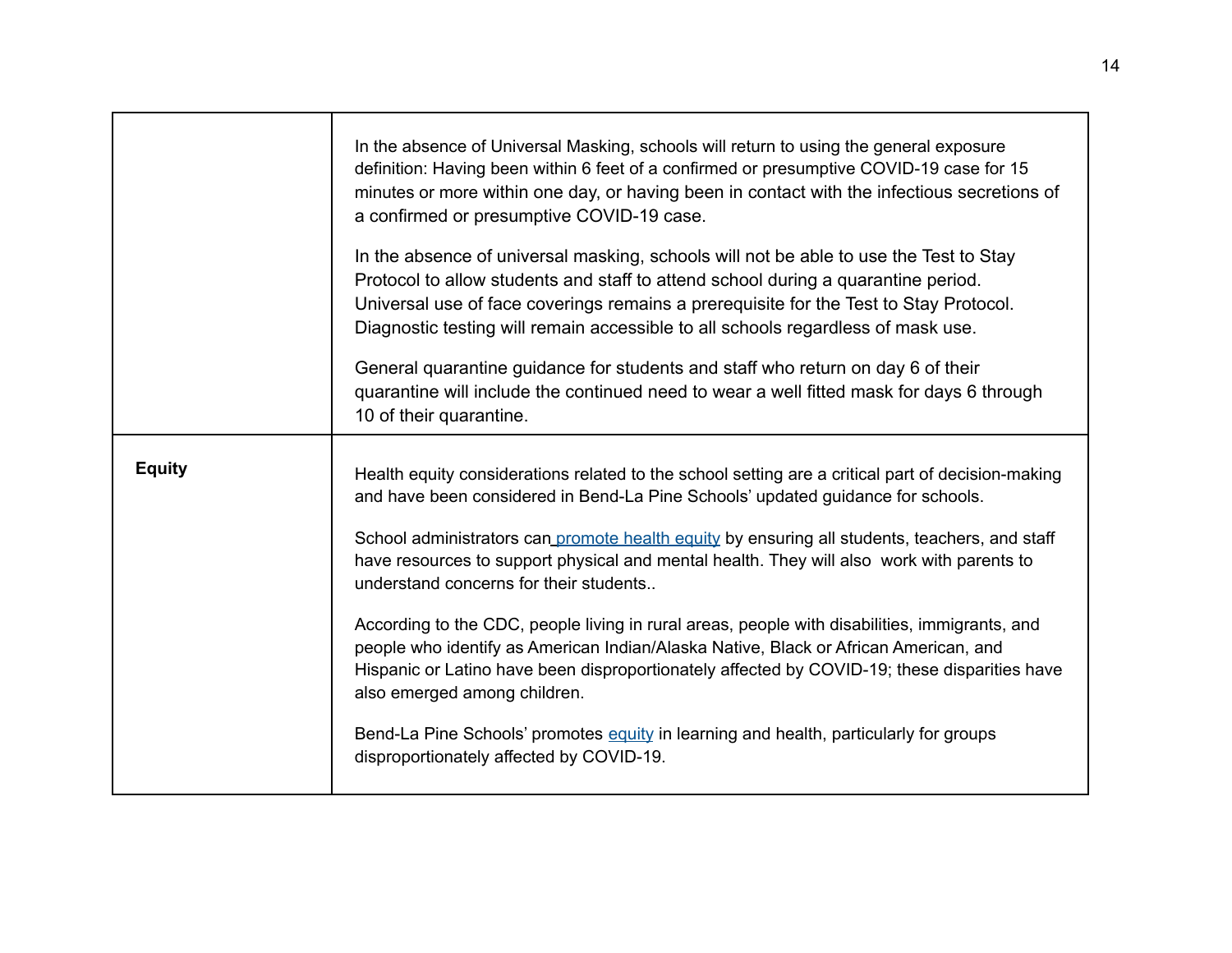| | |
|---|---|
| | In the absence of Universal Masking, schools will return to using the general exposure definition: Having been within 6 feet of a confirmed or presumptive COVID-19 case for 15 minutes or more within one day, or having been in contact with the infectious secretions of a confirmed or presumptive COVID-19 case.<br><br>In the absence of universal masking, schools will not be able to use the Test to Stay Protocol to allow students and staff to attend school during a quarantine period. Universal use of face coverings remains a prerequisite for the Test to Stay Protocol. Diagnostic testing will remain accessible to all schools regardless of mask use.<br><br>General quarantine guidance for students and staff who return on day 6 of their quarantine will include the continued need to wear a well fitted mask for days 6 through 10 of their quarantine. |
| **Equity** | Health equity considerations related to the school setting are a critical part of decision-making and have been considered in Bend-La Pine Schools' updated guidance for schools.<br><br>School administrators can promote health equity by ensuring all students, teachers, and staff have resources to support physical and mental health. They will also work with parents to understand concerns for their students..<br><br>According to the CDC, people living in rural areas, people with disabilities, immigrants, and people who identify as American Indian/Alaska Native, Black or African American, and Hispanic or Latino have been disproportionately affected by COVID-19; these disparities have also emerged among children.<br><br>Bend-La Pine Schools' promotes equity in learning and health, particularly for groups disproportionately affected by COVID-19. |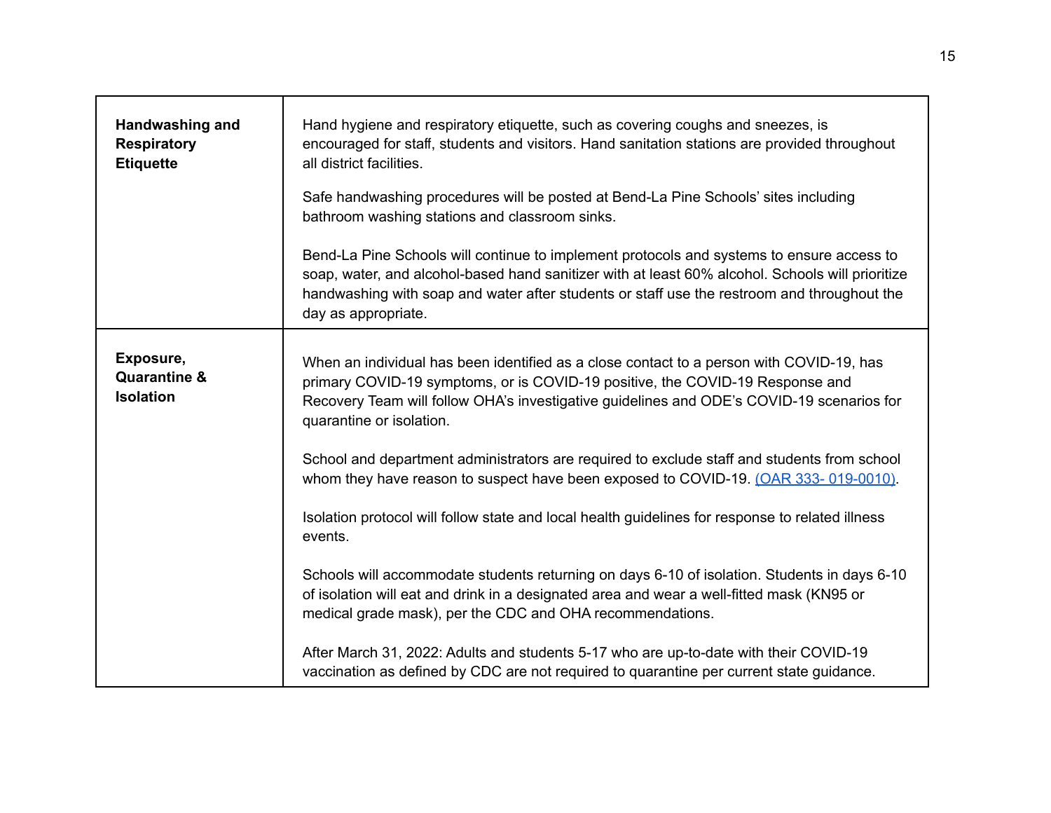| | |
|---|---|
| **Handwashing and Respiratory Etiquette** | Hand hygiene and respiratory etiquette, such as covering coughs and sneezes, is encouraged for staff, students and visitors. Hand sanitation stations are provided throughout all district facilities.<br><br>Safe handwashing procedures will be posted at Bend-La Pine Schools' sites including bathroom washing stations and classroom sinks.<br><br>Bend-La Pine Schools will continue to implement protocols and systems to ensure access to soap, water, and alcohol-based hand sanitizer with at least 60% alcohol. Schools will prioritize handwashing with soap and water after students or staff use the restroom and throughout the day as appropriate. |
| **Exposure, Quarantine & Isolation** | When an individual has been identified as a close contact to a person with COVID-19, has primary COVID-19 symptoms, or is COVID-19 positive, the COVID-19 Response and Recovery Team will follow OHA's investigative guidelines and ODE's COVID-19 scenarios for quarantine or isolation.<br><br>School and department administrators are required to exclude staff and students from school whom they have reason to suspect have been exposed to COVID-19. (OAR 333- 019-0010).<br><br>Isolation protocol will follow state and local health guidelines for response to related illness events.<br><br>Schools will accommodate students returning on days 6-10 of isolation. Students in days 6-10 of isolation will eat and drink in a designated area and wear a well-fitted mask (KN95 or medical grade mask), per the CDC and OHA recommendations.<br><br>After March 31, 2022: Adults and students 5-17 who are up-to-date with their COVID-19 vaccination as defined by CDC are not required to quarantine per current state guidance. |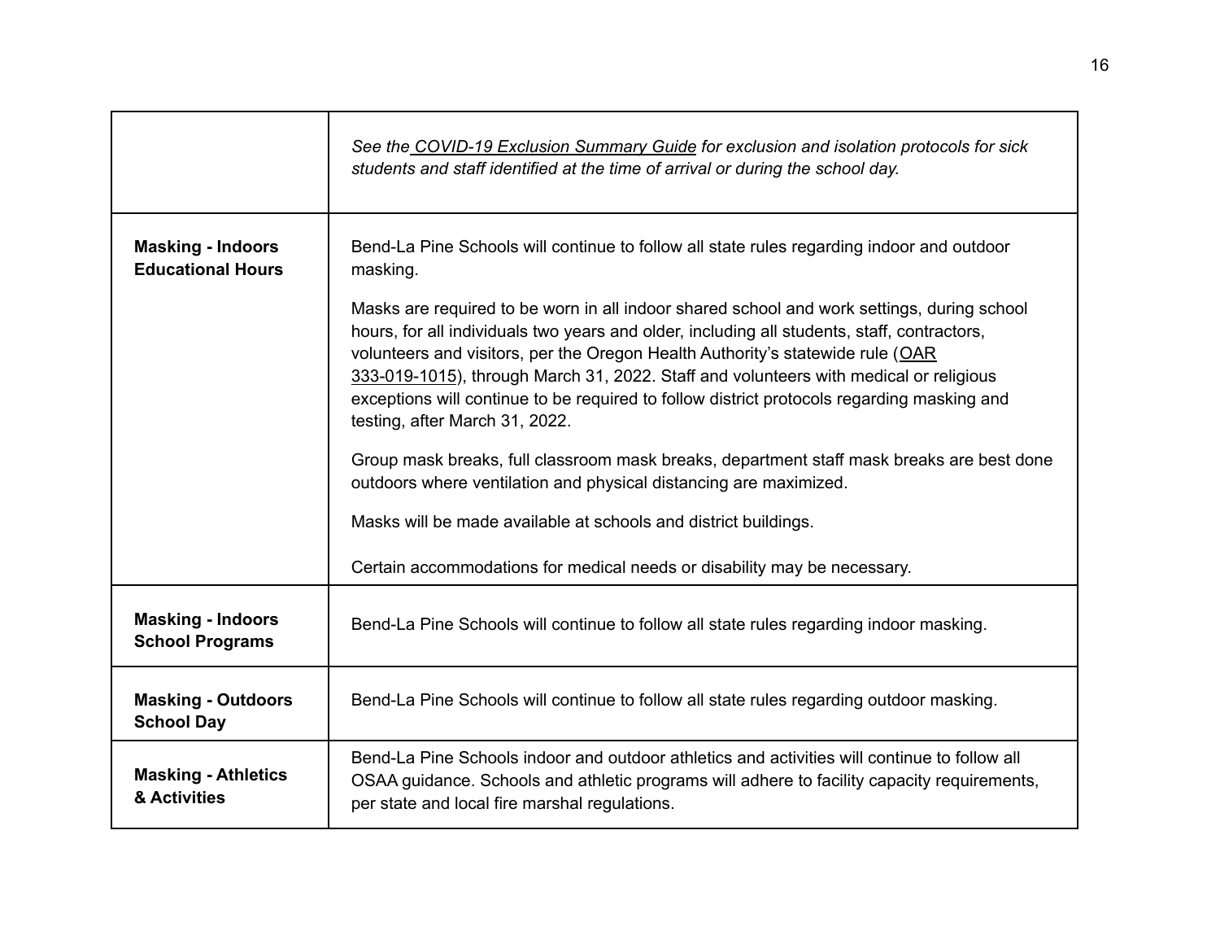| | |
|---|---|
| | *See the COVID-19 Exclusion Summary Guide for exclusion and isolation protocols for sick students and staff identified at the time of arrival or during the school day.* |
| **Masking - Indoors Educational Hours** | Bend-La Pine Schools will continue to follow all state rules regarding indoor and outdoor masking.<br><br>Masks are required to be worn in all indoor shared school and work settings, during school hours, for all individuals two years and older, including all students, staff, contractors, volunteers and visitors, per the Oregon Health Authority's statewide rule (OAR 333-019-1015), through March 31, 2022. Staff and volunteers with medical or religious exceptions will continue to be required to follow district protocols regarding masking and testing, after March 31, 2022.<br><br>Group mask breaks, full classroom mask breaks, department staff mask breaks are best done outdoors where ventilation and physical distancing are maximized.<br><br>Masks will be made available at schools and district buildings.<br><br>Certain accommodations for medical needs or disability may be necessary. |
| **Masking - Indoors School Programs** | Bend-La Pine Schools will continue to follow all state rules regarding indoor masking. |
| **Masking - Outdoors School Day** | Bend-La Pine Schools will continue to follow all state rules regarding outdoor masking. |
| **Masking - Athletics & Activities** | Bend-La Pine Schools indoor and outdoor athletics and activities will continue to follow all OSAA guidance. Schools and athletic programs will adhere to facility capacity requirements, per state and local fire marshal regulations. |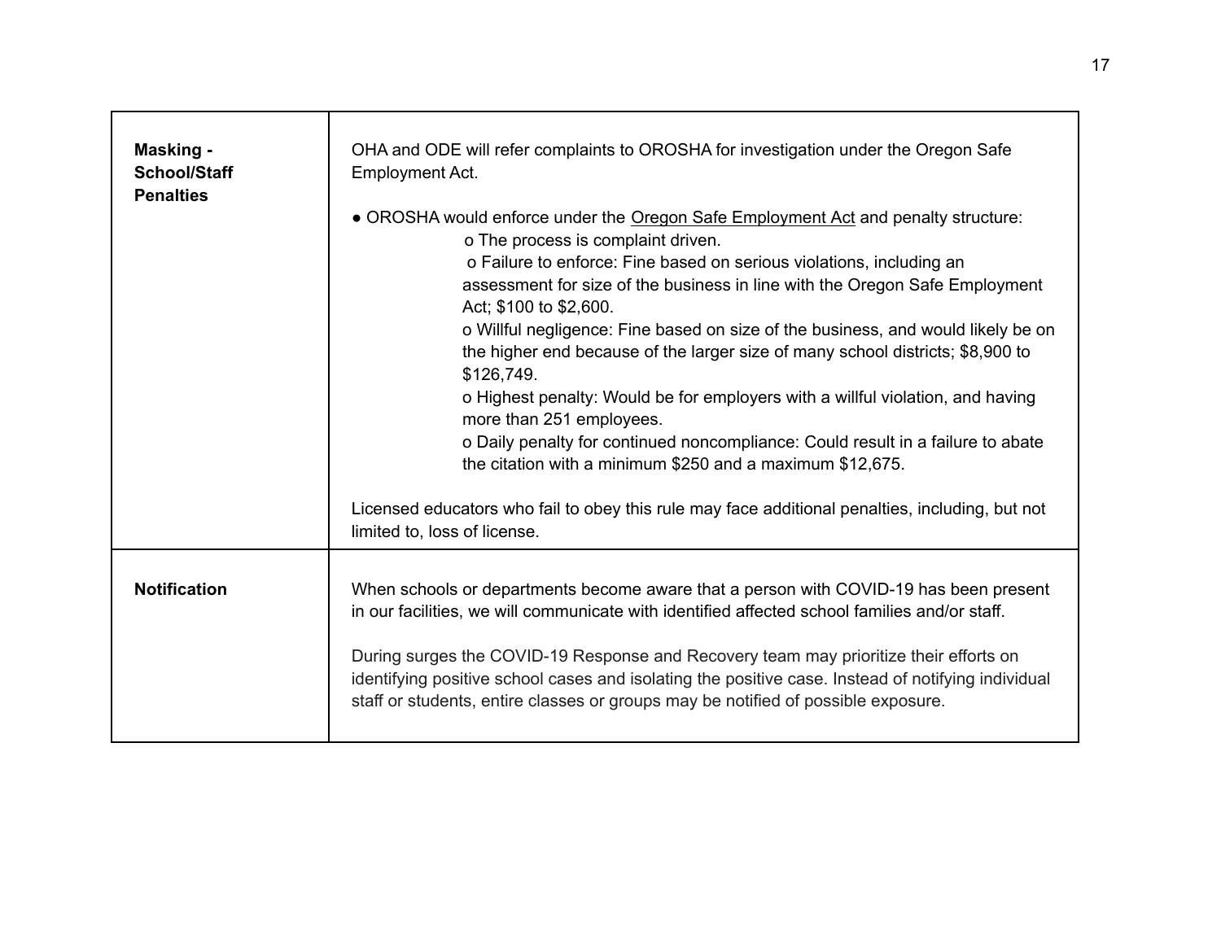| | |
|---|---|
| **Masking - School/Staff Penalties** | OHA and ODE will refer complaints to OROSHA for investigation under the Oregon Safe Employment Act.<br><br>● OROSHA would enforce under the Oregon Safe Employment Act and penalty structure:<br>o The process is complaint driven.<br>o Failure to enforce: Fine based on serious violations, including an assessment for size of the business in line with the Oregon Safe Employment Act; $100 to $2,600.<br>o Willful negligence: Fine based on size of the business, and would likely be on the higher end because of the larger size of many school districts; $8,900 to $126,749.<br>o Highest penalty: Would be for employers with a willful violation, and having more than 251 employees.<br>o Daily penalty for continued noncompliance: Could result in a failure to abate the citation with a minimum $250 and a maximum $12,675.<br><br>Licensed educators who fail to obey this rule may face additional penalties, including, but not limited to, loss of license. |
| **Notification** | When schools or departments become aware that a person with COVID-19 has been present in our facilities, we will communicate with identified affected school families and/or staff.<br><br>During surges the COVID-19 Response and Recovery team may prioritize their efforts on identifying positive school cases and isolating the positive case. Instead of notifying individual staff or students, entire classes or groups may be notified of possible exposure. |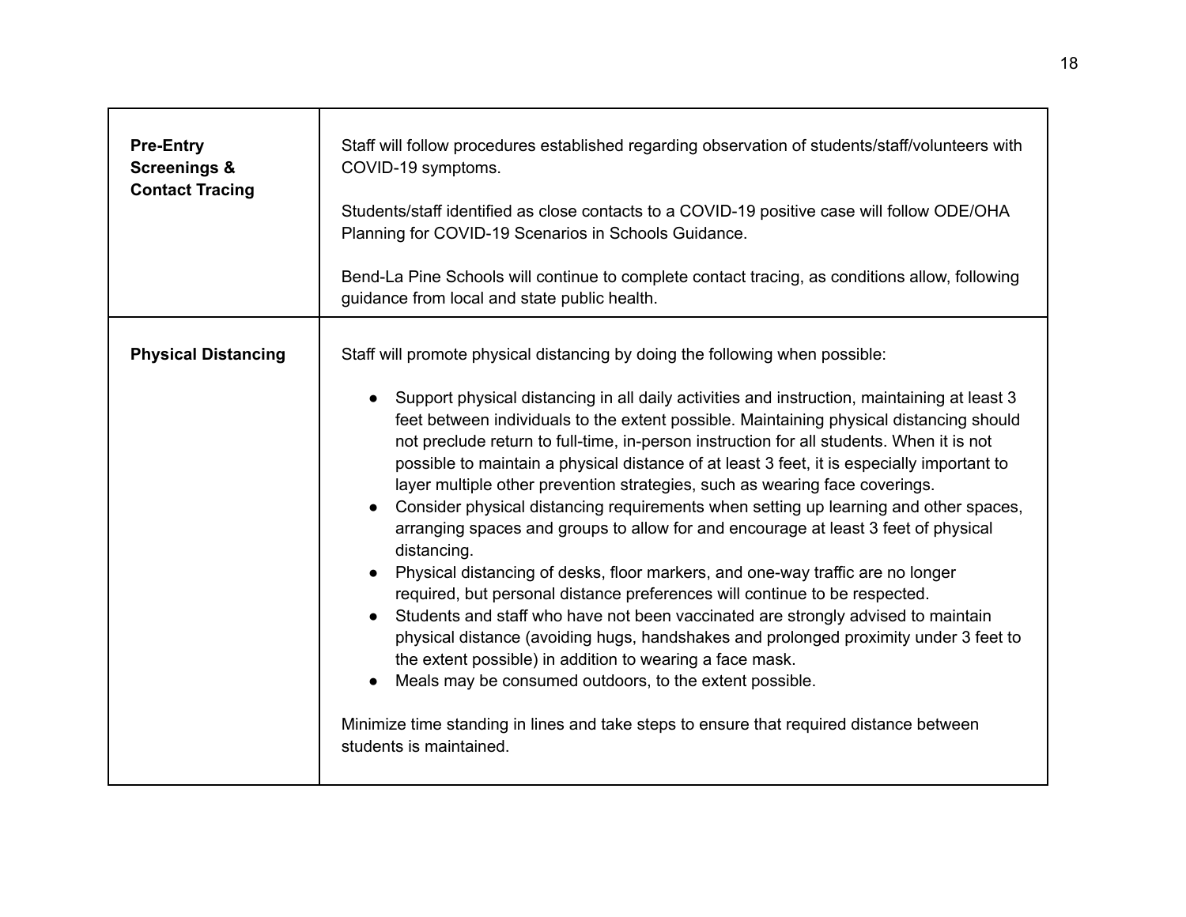| | |
|---|---|
| **Pre-Entry Screenings & Contact Tracing** | Staff will follow procedures established regarding observation of students/staff/volunteers with COVID-19 symptoms.<br><br>Students/staff identified as close contacts to a COVID-19 positive case will follow ODE/OHA Planning for COVID-19 Scenarios in Schools Guidance.<br><br>Bend-La Pine Schools will continue to complete contact tracing, as conditions allow, following guidance from local and state public health. |
| **Physical Distancing** | Staff will promote physical distancing by doing the following when possible:<br><br>• Support physical distancing in all daily activities and instruction, maintaining at least 3 feet between individuals to the extent possible. Maintaining physical distancing should not preclude return to full-time, in-person instruction for all students. When it is not possible to maintain a physical distance of at least 3 feet, it is especially important to layer multiple other prevention strategies, such as wearing face coverings.<br>• Consider physical distancing requirements when setting up learning and other spaces, arranging spaces and groups to allow for and encourage at least 3 feet of physical distancing.<br>• Physical distancing of desks, floor markers, and one-way traffic are no longer required, but personal distance preferences will continue to be respected.<br>• Students and staff who have not been vaccinated are strongly advised to maintain physical distance (avoiding hugs, handshakes and prolonged proximity under 3 feet to the extent possible) in addition to wearing a face mask.<br>• Meals may be consumed outdoors, to the extent possible.<br><br>Minimize time standing in lines and take steps to ensure that required distance between students is maintained. |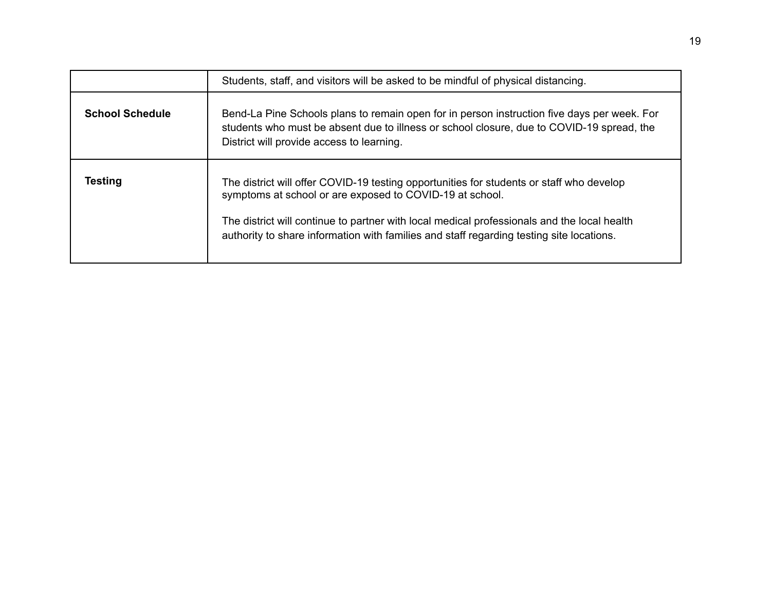| | |
|---|---|
| | Students, staff, and visitors will be asked to be mindful of physical distancing. |
| **School Schedule** | Bend-La Pine Schools plans to remain open for in person instruction five days per week. For students who must be absent due to illness or school closure, due to COVID-19 spread, the District will provide access to learning. |
| **Testing** | The district will offer COVID-19 testing opportunities for students or staff who develop symptoms at school or are exposed to COVID-19 at school.<br><br>The district will continue to partner with local medical professionals and the local health authority to share information with families and staff regarding testing site locations. |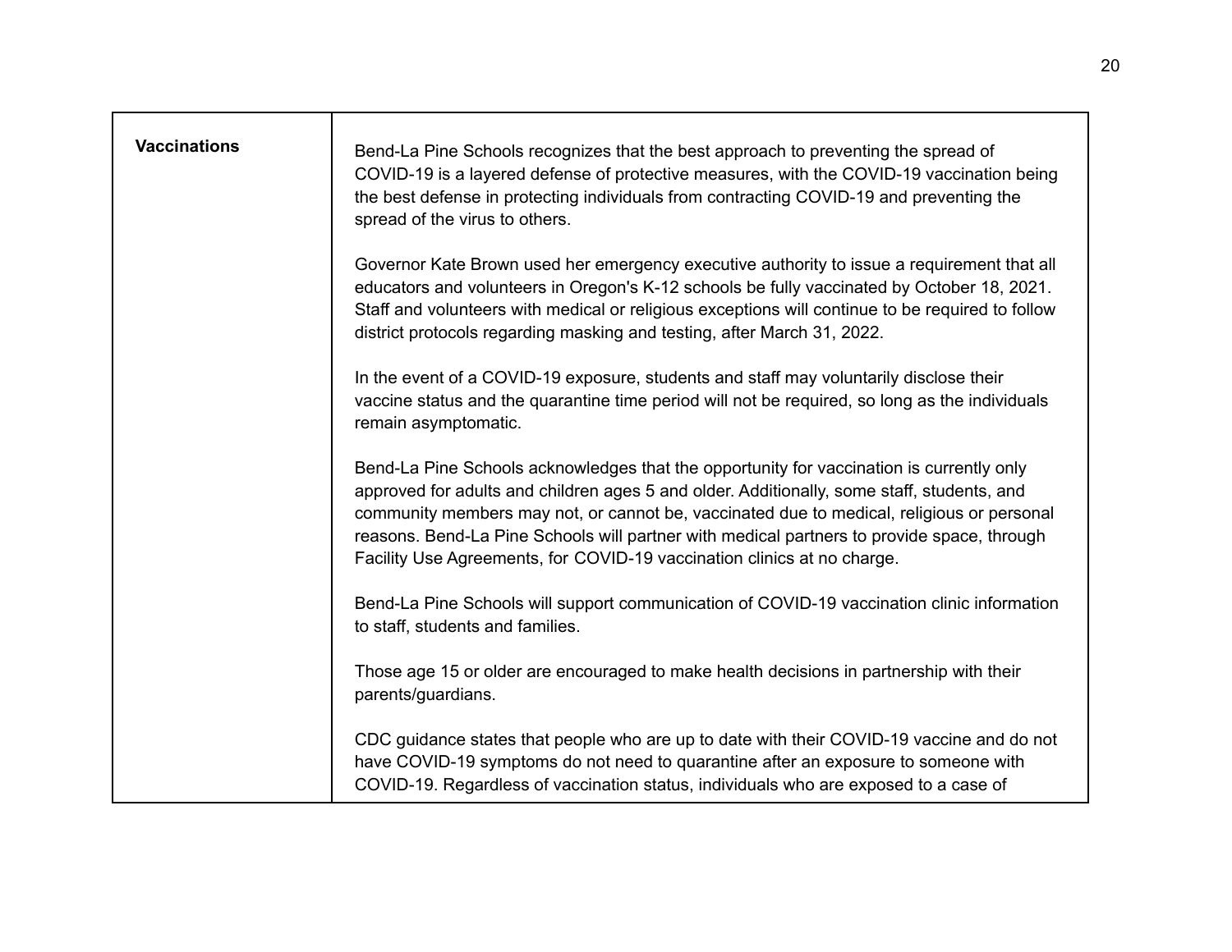| | |
|---|---|
| **Vaccinations** | Bend-La Pine Schools recognizes that the best approach to preventing the spread of COVID-19 is a layered defense of protective measures, with the COVID-19 vaccination being the best defense in protecting individuals from contracting COVID-19 and preventing the spread of the virus to others.<br><br>Governor Kate Brown used her emergency executive authority to issue a requirement that all educators and volunteers in Oregon's K-12 schools be fully vaccinated by October 18, 2021. Staff and volunteers with medical or religious exceptions will continue to be required to follow district protocols regarding masking and testing, after March 31, 2022.<br><br>In the event of a COVID-19 exposure, students and staff may voluntarily disclose their vaccine status and the quarantine time period will not be required, so long as the individuals remain asymptomatic.<br><br>Bend-La Pine Schools acknowledges that the opportunity for vaccination is currently only approved for adults and children ages 5 and older. Additionally, some staff, students, and community members may not, or cannot be, vaccinated due to medical, religious or personal reasons. Bend-La Pine Schools will partner with medical partners to provide space, through Facility Use Agreements, for COVID-19 vaccination clinics at no charge.<br><br>Bend-La Pine Schools will support communication of COVID-19 vaccination clinic information to staff, students and families.<br><br>Those age 15 or older are encouraged to make health decisions in partnership with their parents/guardians.<br><br>CDC guidance states that people who are up to date with their COVID-19 vaccine and do not have COVID-19 symptoms do not need to quarantine after an exposure to someone with COVID-19. Regardless of vaccination status, individuals who are exposed to a case of |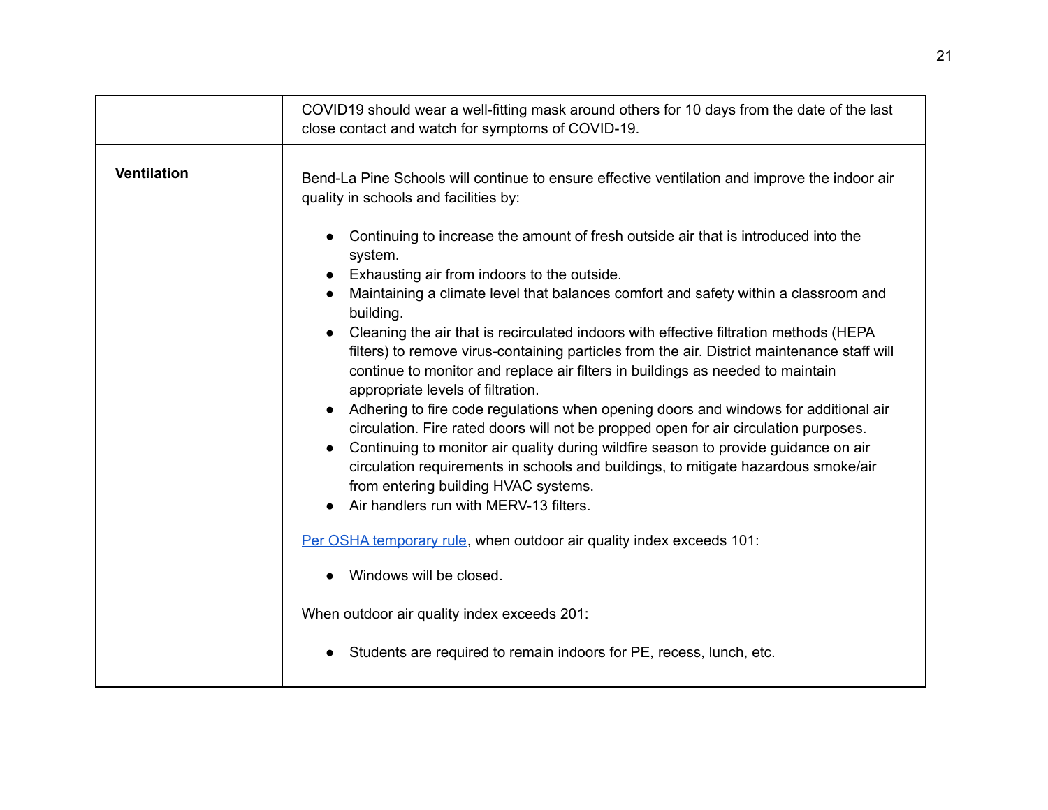| | |
|---|---|
| | COVID19 should wear a well-fitting mask around others for 10 days from the date of the last close contact and watch for symptoms of COVID-19. |
| **Ventilation** | Bend-La Pine Schools will continue to ensure effective ventilation and improve the indoor air quality in schools and facilities by:<br><br>• Continuing to increase the amount of fresh outside air that is introduced into the system.<br>• Exhausting air from indoors to the outside.<br>• Maintaining a climate level that balances comfort and safety within a classroom and building.<br>• Cleaning the air that is recirculated indoors with effective filtration methods (HEPA filters) to remove virus-containing particles from the air. District maintenance staff will continue to monitor and replace air filters in buildings as needed to maintain appropriate levels of filtration.<br>• Adhering to fire code regulations when opening doors and windows for additional air circulation. Fire rated doors will not be propped open for air circulation purposes.<br>• Continuing to monitor air quality during wildfire season to provide guidance on air circulation requirements in schools and buildings, to mitigate hazardous smoke/air from entering building HVAC systems.<br>• Air handlers run with MERV-13 filters.<br><br>Per OSHA temporary rule, when outdoor air quality index exceeds 101:<br><br>• Windows will be closed.<br><br>When outdoor air quality index exceeds 201:<br><br>• Students are required to remain indoors for PE, recess, lunch, etc. |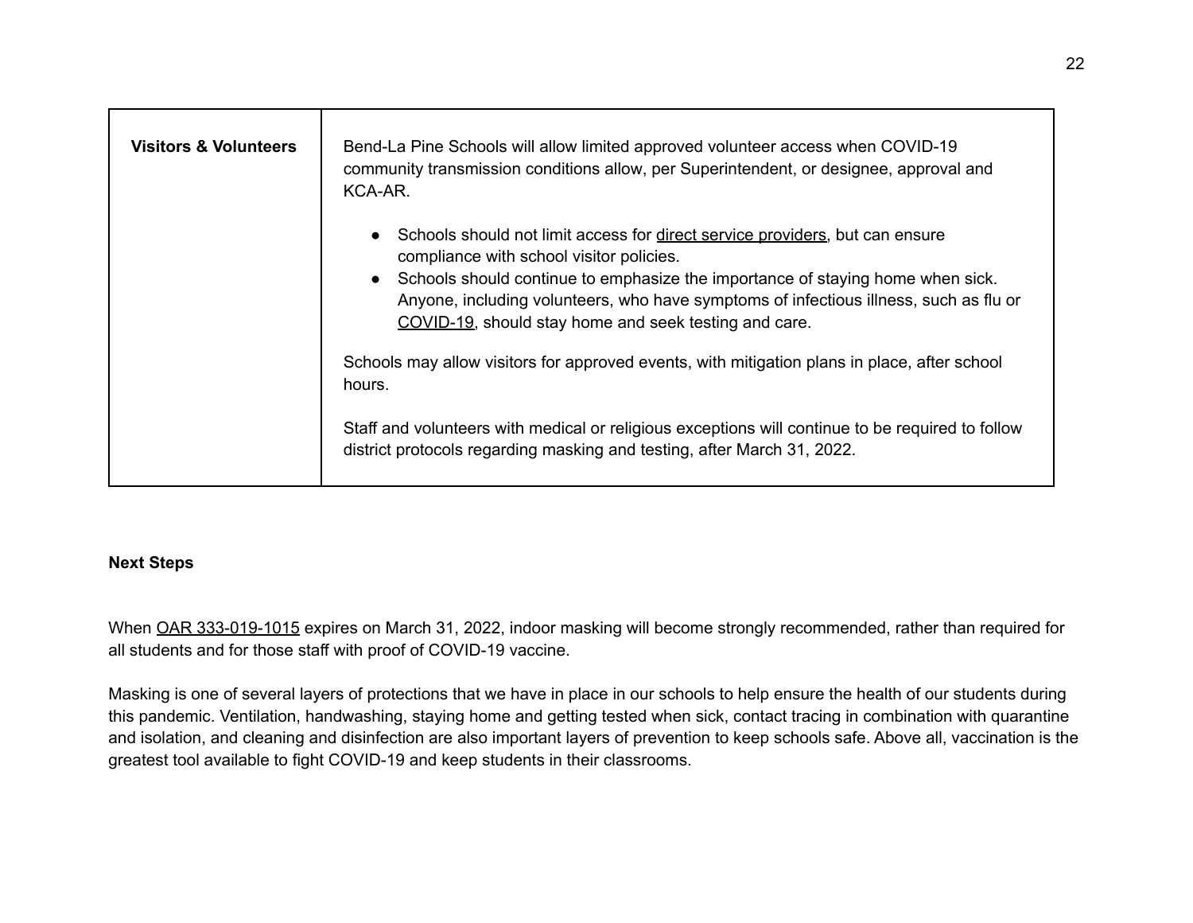| | |
|---|---|
| **Visitors & Volunteers** | Bend-La Pine Schools will allow limited approved volunteer access when COVID-19 community transmission conditions allow, per Superintendent, or designee, approval and KCA-AR.<br><br>● Schools should not limit access for direct service providers, but can ensure compliance with school visitor policies.<br>● Schools should continue to emphasize the importance of staying home when sick. Anyone, including volunteers, who have symptoms of infectious illness, such as flu or COVID-19, should stay home and seek testing and care.<br><br>Schools may allow visitors for approved events, with mitigation plans in place, after school hours.<br><br>Staff and volunteers with medical or religious exceptions will continue to be required to follow district protocols regarding masking and testing, after March 31, 2022. |

**Next Steps**

When OAR 333-019-1015 expires on March 31, 2022, indoor masking will become strongly recommended, rather than required for all students and for those staff with proof of COVID-19 vaccine.

Masking is one of several layers of protections that we have in place in our schools to help ensure the health of our students during this pandemic. Ventilation, handwashing, staying home and getting tested when sick, contact tracing in combination with quarantine and isolation, and cleaning and disinfection are also important layers of prevention to keep schools safe. Above all, vaccination is the greatest tool available to fight COVID-19 and keep students in their classrooms.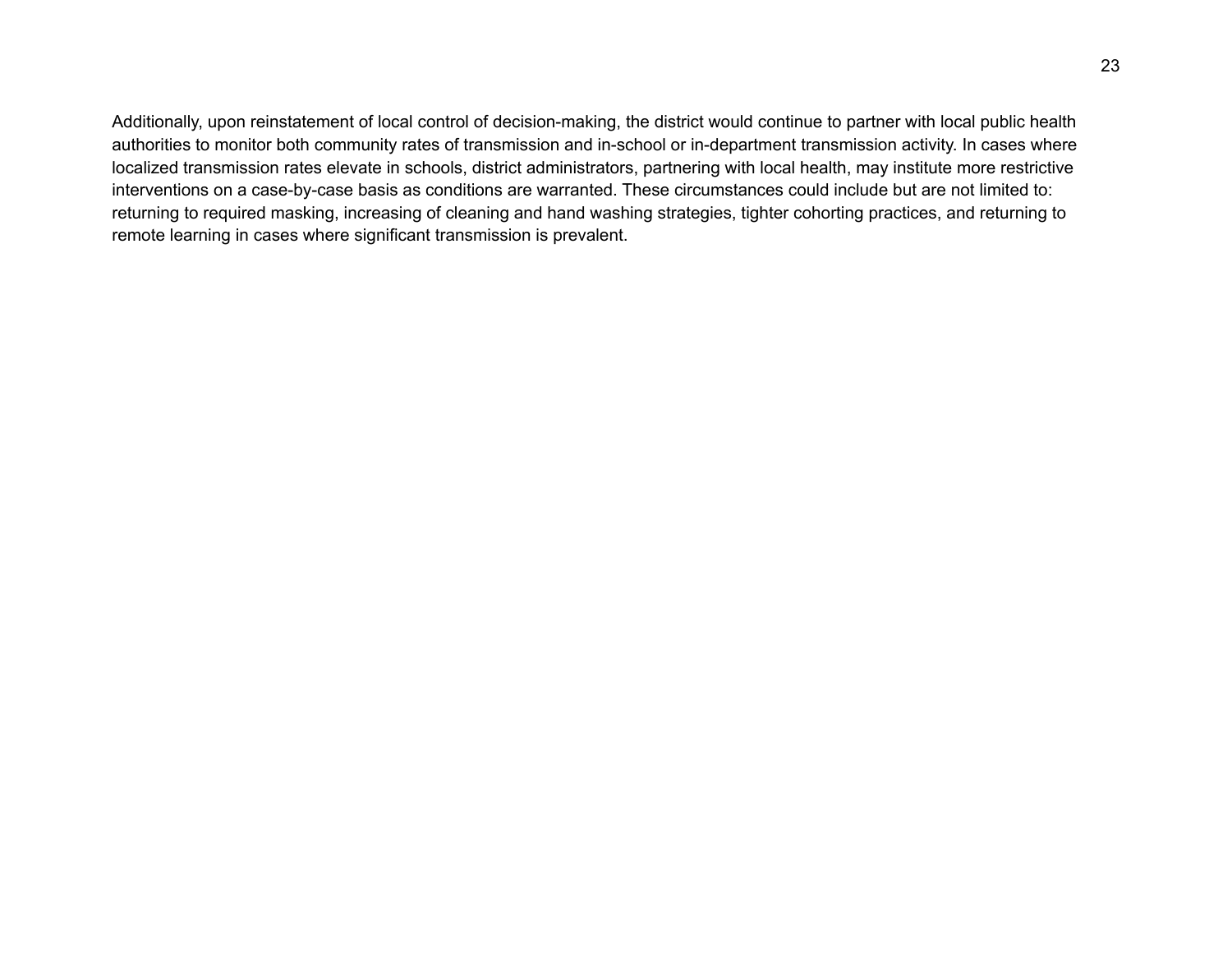Additionally, upon reinstatement of local control of decision-making, the district would continue to partner with local public health authorities to monitor both community rates of transmission and in-school or in-department transmission activity. In cases where localized transmission rates elevate in schools, district administrators, partnering with local health, may institute more restrictive interventions on a case-by-case basis as conditions are warranted. These circumstances could include but are not limited to: returning to required masking, increasing of cleaning and hand washing strategies, tighter cohorting practices, and returning to remote learning in cases where significant transmission is prevalent.